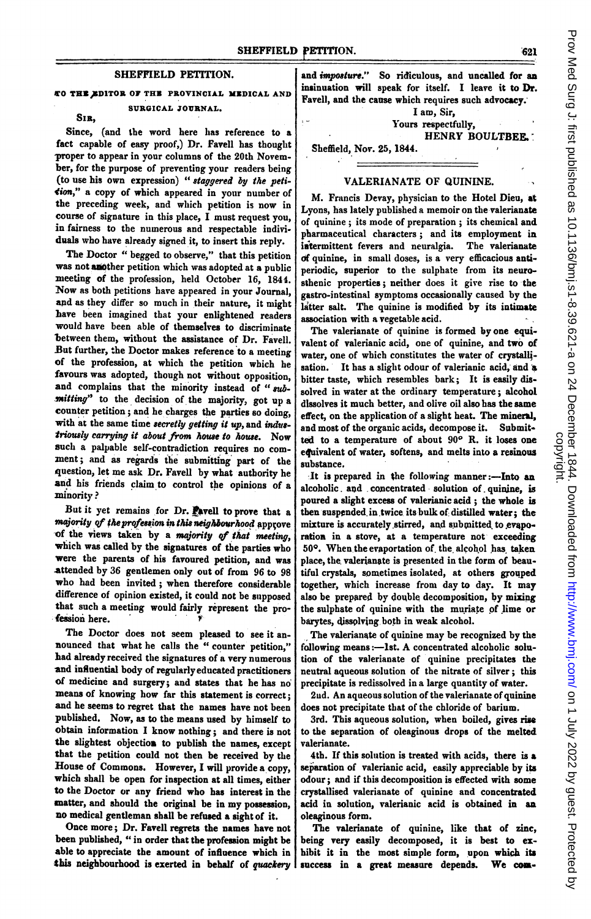## SHEFFIELD PETITION.

TO THE EDITOR OF THE PROVINCIAL MEDICAL AND SURGICAL JOURNAL.

SIR,

Since, (and the word here has reference to a fact capable of easy proof,) Dr. Favell has thought proper to appear in your columns of the 20th November, for the purpose of preventing your readers being (to use his own expression) "*staggered by the petition*," a copy of which appeared in your number of the preceding week, and which petition is now in course of signature in this place, I must request you, in fairness to the numerous and respectable individuals who have already signed it, to insert this reply.

The Doctor "begged to observe," that this petition was not another petition which was adopted at a public meeting of the profession, held October 16, 1844. Now as both petitions have appeared in your Journal, and as they differ so much in their nature, it might have been imagined that your enlightened readers would have been able of themselves to discriminate between them, without the assistance of Dr. Favell. But further, the Doctor makes reference to a meeting of the profession, at which the petition which he favours was adopted, though not without opposition, and complains that the minority instead of "*submitting*" to the decision of the majority, got up a counter petition; and he charges the parties so doing, with at the same time *secretly getting it up*, and *industriously carrying it about from house to house*. Now such a palpable self-contradiction requires no comment; and as regards the submitting part of the question, let me ask Dr. Favell by what authority he and his friends claim to control the opinions of a minority?

But it yet remains for Dr. Favell to prove that a *majority of the profession in this neighbourhood* approve of the views taken by a *majority of that meeting*, which was called by the signatures of the parties who were the parents of his favoured petition, and was attended by 36 gentlemen only out of from 96 to 98 who had been invited; when therefore considerable difference of opinion existed, it could not be supposed that such a meeting would fairly represent the profession here.

The Doctor does not seem pleased to see it announced that what he calls the "counter petition," had already received the signatures of a very numerous and influential body of regularly educated practitioners of medicine and surgery; and states that he has no means of knowing how far this statement is correct; and he seems to regret that the names have not been published. Now, as to the means used by himself to obtain information I know nothing; and there is not the slightest objection to publish the names, except that the petition could not then be received by the House of Commons. However, I will provide a copy, which shall be open for inspection at all times, either to the Doctor or any friend who has interest in the matter, and should the original be in my possession, no medical gentleman shall be refused a sight of it.

Once more; Dr. Favell regrets the names have not been published, "in order that the profession might be able to appreciate the amount of influence which in this neighbourhood is exerted in behalf of *quackery* and *imposture*." So ridiculous, and uncalled for an insinuation will speak for itself. I leave it to Dr. Favell, and the cause which requires such advocacy.

I am, Sir,
Yours respectfully,
HENRY BOULTBEE.

Sheffield, Nov. 25, 1844.

## VALERIANATE OF QUININE.

M. Francis Devay, physician to the Hotel Dieu, at Lyons, has lately published a memoir on the valerianate of quinine; its mode of preparation; its chemical and pharmaceutical characters; and its employment in intermittent fevers and neuralgia. The valerianate of quinine, in small doses, is a very efficacious antiperiodic, superior to the sulphate from its neurosthenic properties; neither does it give rise to the gastro-intestinal symptoms occasionally caused by the latter salt. The quinine is modified by its intimate association with a vegetable acid.

The valerianate of quinine is formed by one equivalent of valerianic acid, one of quinine, and two of water, one of which constitutes the water of crystallisation. It has a slight odour of valerianic acid, and a bitter taste, which resembles bark; It is easily dissolved in water at the ordinary temperature; alcohol dissolves it much better, and olive oil also has the same effect, on the application of a slight heat. The mineral, and most of the organic acids, decompose it. Submitted to a temperature of about 90° R. it loses one equivalent of water, softens, and melts into a resinous substance.

It is prepared in the following manner:—Into an alcoholic and concentrated solution of quinine, is poured a slight excess of valerianic acid; the whole is then suspended in twice its bulk of distilled water; the mixture is accurately stirred, and submitted to evaporation in a stove, at a temperature not exceeding 50°. When the evaportation of the alcohol has taken place, the valerianate is presented in the form of beautiful crystals, sometimes isolated, at others grouped together, which increase from day to day. It may also be prepared by double decomposition, by mixing the sulphate of quinine with the muriate of lime or barytes, dissolving both in weak alcohol.

The valerianate of quinine may be recognized by the following means:—1st. A concentrated alcoholic solution of the valerianate of quinine precipitates the neutral aqueous solution of the nitrate of silver; this precipitate is redissolved in a large quantity of water.

2nd. An aqueous solution of the valerianate of quinine does not precipitate that of the chloride of barium.

3rd. This aqueous solution, when boiled, gives rise to the separation of oleaginous drops of the melted valerianate.

4th. If this solution is treated with acids, there is a separation of valerianic acid, easily appreciable by its odour; and if this decomposition is effected with some crystallised valerianate of quinine and concentrated acid in solution, valerianic acid is obtained in an oleaginous form.

The valerianate of quinine, like that of zinc, being very easily decomposed, it is best to exhibit it in the most simple form, upon which its success in a great measure depends. We com-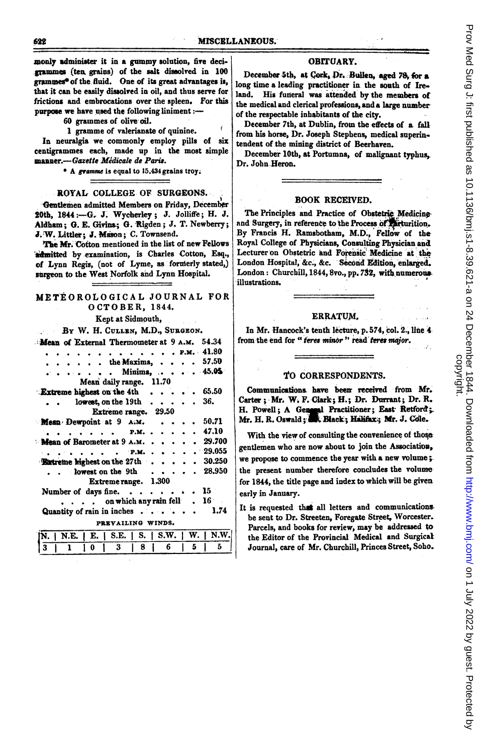monly administer it in a gummy solution, five decigrammes (ten grains) of the salt dissolved in 100 grammes* of the fluid. One of its great advantages is, that it can be easily dissolved in oil, and thus serve for frictions and embrocations over the spleen. For this purpose we have used the following liniment:—

60 grammes of olive oil.

1 gramme of valerianate of quinine.

In neuralgia we commonly employ pills of six centigrammes each, made up in the most simple manner.—*Gazette Médicale de Paris.*

\* A *gramme* is equal to 15.434 grains troy.

## ROYAL COLLEGE OF SURGEONS.

Gentlemen admitted Members on Friday, December 20th, 1844:—G. J. Wycherley; J. Jolliffe; H. J. Aldham; G. E. Givins; G. Rigden; J. T. Newberry; J. W. Littler; J. Mason; C. Townsend.

The Mr. Cotton mentioned in the list of new Fellows admitted by examination, is Charles Cotton, Esq., of Lynn Regis, (not of Lyme, as formerly stated,) surgeon to the West Norfolk and Lynn Hospital.

## METEOROLOGICAL JOURNAL FOR OCTOBER, 1844.

Kept at Sidmouth,

By W. H. Cullen, M.D., Surgeon.

| | |
|---|---|
| Mean of External Thermometer at 9 A.M. | 54.34 |
| . . . . . . . . . . . . . P.M. | 41.80 |
| . . . . . . the Maxima, | 57.50 |
| . . . . . . . . Minima, | 45.05 |
| Mean daily range. 11.70 | |
| Extreme highest on the 4th | 65.50 |
| . . lowest, on the 19th | 36. |
| Extreme range. 29.50 | |
| Mean Dewpoint at 9 A.M. | 50.71 |
| . . . . . . . . P.M. | 47.10 |
| Mean of Barometer at 9 A.M. | 29.700 |
| . . . . . . . . P.M. | 29.055 |
| Extreme highest on the 27th | 30.250 |
| . . lowest on the 9th | 28.950 |
| Extreme range. 1.300 | |
| Number of days fine. | 15 |
| . . . . on which any rain fell | 16 |
| Quantity of rain in inches | 1.74 |

PREVAILING WINDS.

| N. | N.E. | E. | S.E. | S. | S.W. | W. | N.W. |
|---|---|---|---|---|---|---|---|
| 3 | 1 | 0 | 3 | 8 | 6 | 5 | 5 |

## OBITUARY.

December 5th, at Cork, Dr. Bullen, aged 78, for a long time a leading practitioner in the south of Ireland. His funeral was attended by the members of the medical and clerical professions, and a large number of the respectable inhabitants of the city.

December 7th, at Dublin, from the effects of a fall from his horse, Dr. Joseph Stephens, medical superintendent of the mining district of Beerhaven.

December 10th, at Portumna, of malignant typhus, Dr. John Heron.

## BOOK RECEIVED.

The Principles and Practice of Obstetric Medicine and Surgery, in reference to the Process of Parturition. By Francis H. Ramsbotham, M.D., Fellow of the Royal College of Physicians, Consulting Physician and Lecturer on Obstetric and Forensic Medicine at the London Hospital, &c., &c. Second Edition, enlarged. London: Churchill, 1844, 8vo., pp. 732, with numerous illustrations.

## ERRATUM.

In Mr. Hancock's tenth lecture, p. 574, col. 2., line 4 from the end for "*teres minor*" read *teres major*.

## TO CORRESPONDENTS.

Communications have been received from Mr. Carter; Mr. W. F. Clark; H.; Dr. Durrant; Dr. R. H. Powell; A General Practitioner; East Retford; Mr. H. R. Oswald; Mr. Black; Halifax; Mr. J. Cole.

With the view of consulting the convenience of those gentlemen who are now about to join the Association, we propose to commence the year with a new volume; the present number therefore concludes the volume for 1844, the title page and index to which will be given early in January.

It is requested that all letters and communications be sent to Dr. Streeten, Foregate Street, Worcester. Parcels, and books for review, may be addressed to the Editor of the Provincial Medical and Surgical Journal, care of Mr. Churchill, Princes Street, Soho.